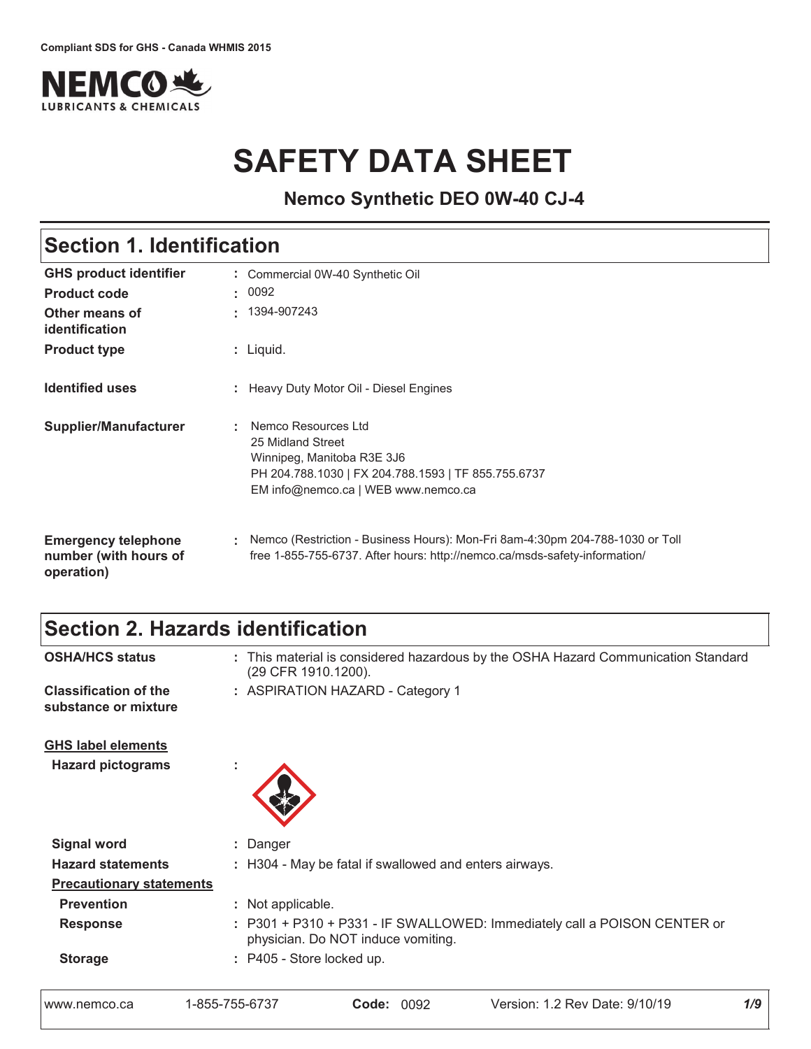Compliant SDS for GHS - Canada WHMIS 2015

# SAFETY DATA SHEET

**Nemco Synthetic DEO 0W-40 CJ-4**

## Section 1. Identification

| | |
|---|---|
| **GHS product identifier** | : Commercial 0W-40 Synthetic Oil |
| **Product code** | : 0092 |
| **Other means of identification** | : 1394-907243 |
| **Product type** | : Liquid. |
| **Identified uses** | : Heavy Duty Motor Oil - Diesel Engines |
| **Supplier/Manufacturer** | : Nemco Resources Ltd<br>25 Midland Street<br>Winnipeg, Manitoba R3E 3J6<br>PH 204.788.1030 \| FX 204.788.1593 \| TF 855.755.6737<br>EM info@nemco.ca \| WEB www.nemco.ca |
| **Emergency telephone number (with hours of operation)** | : Nemco (Restriction - Business Hours): Mon-Fri 8am-4:30pm 204-788-1030 or Toll free 1-855-755-6737. After hours: http://nemco.ca/msds-safety-information/ |

## Section 2. Hazards identification

| | |
|---|---|
| **OSHA/HCS status** | : This material is considered hazardous by the OSHA Hazard Communication Standard (29 CFR 1910.1200). |
| **Classification of the substance or mixture** | : ASPIRATION HAZARD - Category 1 |

**GHS label elements**

| | |
|---|---|
| **Hazard pictograms** | : |
| **Signal word** | : Danger |
| **Hazard statements** | : H304 - May be fatal if swallowed and enters airways. |

**Precautionary statements**

| | |
|---|---|
| **Prevention** | : Not applicable. |
| **Response** | : P301 + P310 + P331 - IF SWALLOWED: Immediately call a POISON CENTER or physician. Do NOT induce vomiting. |
| **Storage** | : P405 - Store locked up. |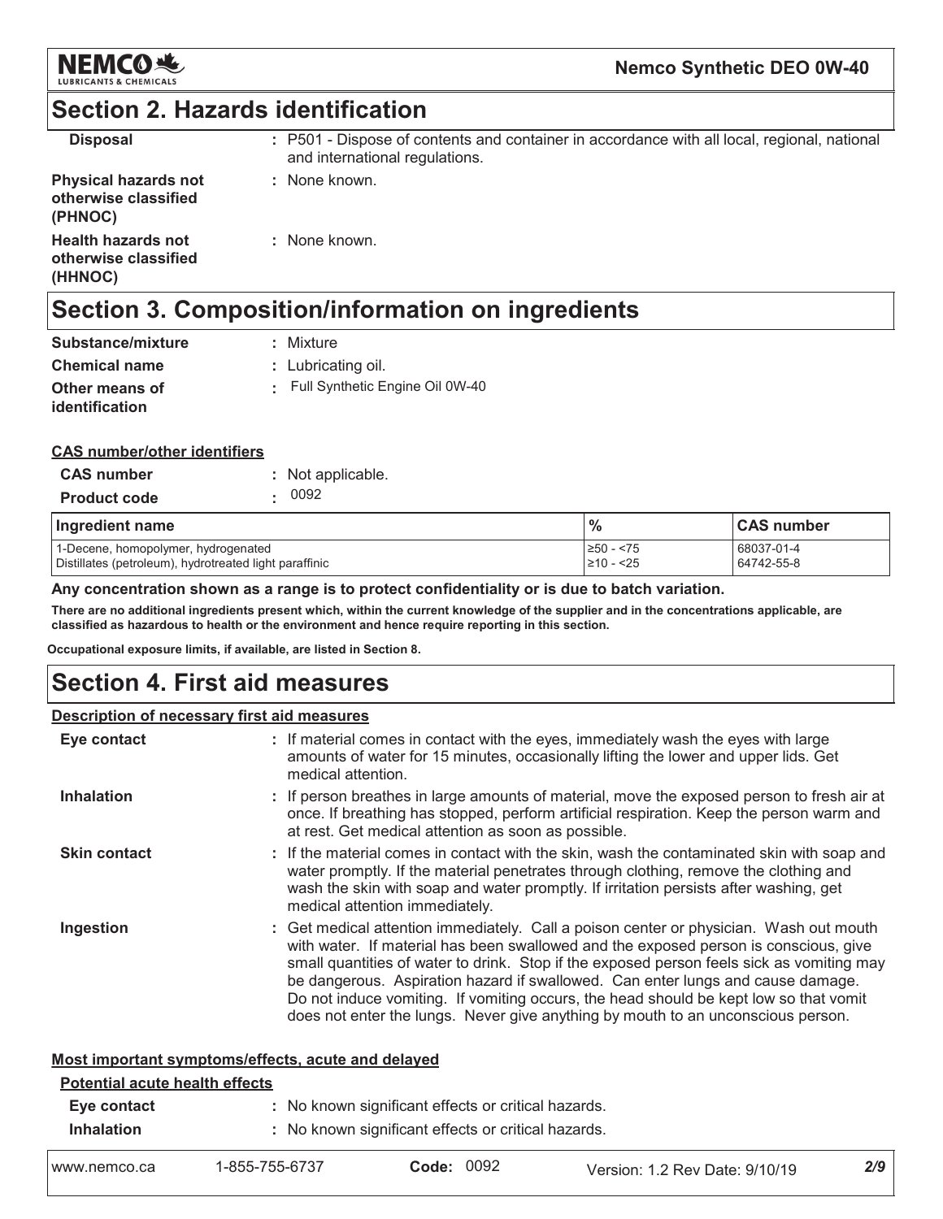## Section 2. Hazards identification

| | |
|---|---|
| **Disposal** | : P501 - Dispose of contents and container in accordance with all local, regional, national and international regulations. |
| **Physical hazards not otherwise classified (PHNOC)** | : None known. |
| **Health hazards not otherwise classified (HHNOC)** | : None known. |

## Section 3. Composition/information on ingredients

| | |
|---|---|
| **Substance/mixture** | : Mixture |
| **Chemical name** | : Lubricating oil. |
| **Other means of identification** | : Full Synthetic Engine Oil 0W-40 |

**CAS number/other identifiers**

| | |
|---|---|
| **CAS number** | : Not applicable. |
| **Product code** | : 0092 |

| Ingredient name | % | CAS number |
|---|---|---|
| 1-Decene, homopolymer, hydrogenated | ≥50 - <75 | 68037-01-4 |
| Distillates (petroleum), hydrotreated light paraffinic | ≥10 - <25 | 64742-55-8 |

**Any concentration shown as a range is to protect confidentiality or is due to batch variation.**

**There are no additional ingredients present which, within the current knowledge of the supplier and in the concentrations applicable, are classified as hazardous to health or the environment and hence require reporting in this section.**

**Occupational exposure limits, if available, are listed in Section 8.**

## Section 4. First aid measures

**Description of necessary first aid measures**

| | |
|---|---|
| **Eye contact** | : If material comes in contact with the eyes, immediately wash the eyes with large amounts of water for 15 minutes, occasionally lifting the lower and upper lids. Get medical attention. |
| **Inhalation** | : If person breathes in large amounts of material, move the exposed person to fresh air at once. If breathing has stopped, perform artificial respiration. Keep the person warm and at rest. Get medical attention as soon as possible. |
| **Skin contact** | : If the material comes in contact with the skin, wash the contaminated skin with soap and water promptly. If the material penetrates through clothing, remove the clothing and wash the skin with soap and water promptly. If irritation persists after washing, get medical attention immediately. |
| **Ingestion** | : Get medical attention immediately. Call a poison center or physician. Wash out mouth with water. If material has been swallowed and the exposed person is conscious, give small quantities of water to drink. Stop if the exposed person feels sick as vomiting may be dangerous. Aspiration hazard if swallowed. Can enter lungs and cause damage. Do not induce vomiting. If vomiting occurs, the head should be kept low so that vomit does not enter the lungs. Never give anything by mouth to an unconscious person. |

**Most important symptoms/effects, acute and delayed**

**Potential acute health effects**

| | |
|---|---|
| **Eye contact** | : No known significant effects or critical hazards. |
| **Inhalation** | : No known significant effects or critical hazards. |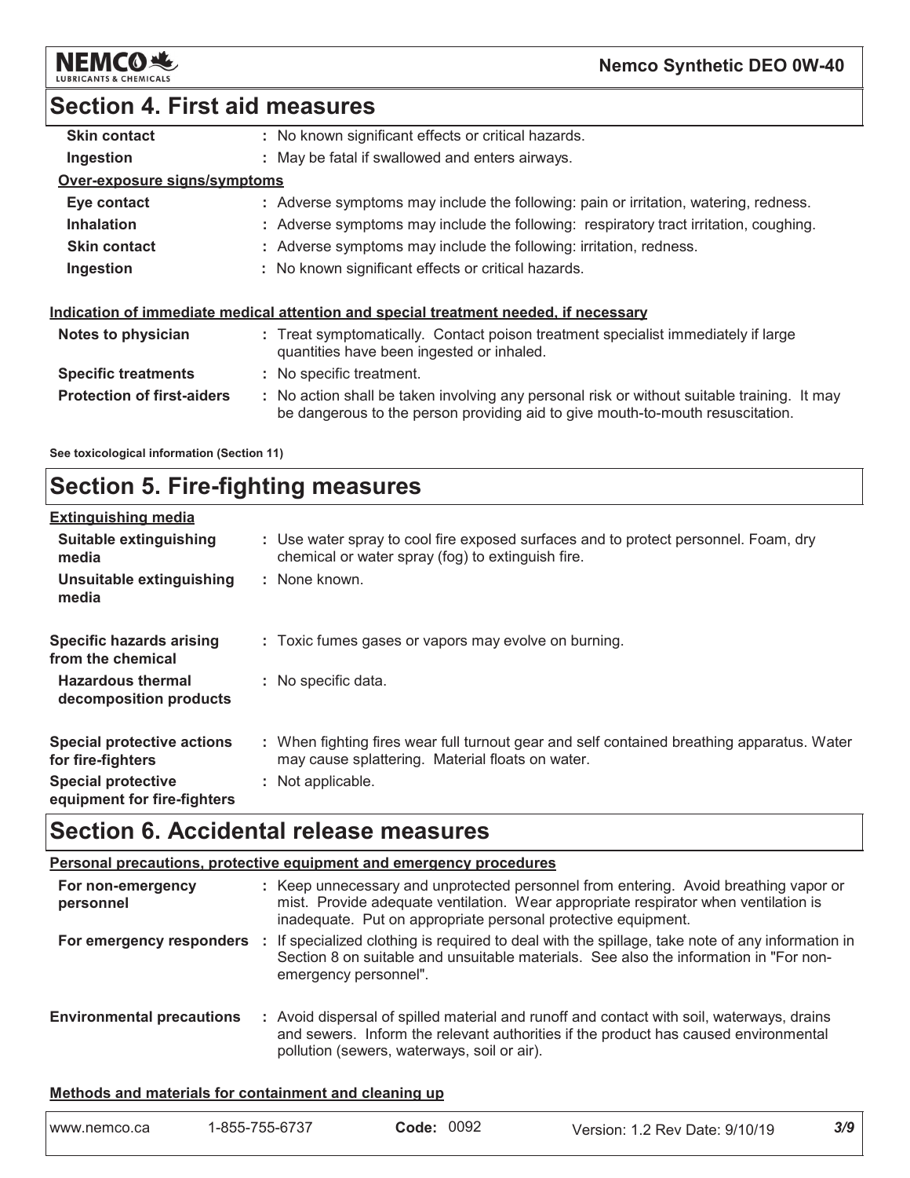## Section 4. First aid measures

| | |
|---|---|
| **Skin contact** | : No known significant effects or critical hazards. |
| **Ingestion** | : May be fatal if swallowed and enters airways. |

**Over-exposure signs/symptoms**

| | |
|---|---|
| **Eye contact** | : Adverse symptoms may include the following: pain or irritation, watering, redness. |
| **Inhalation** | : Adverse symptoms may include the following: respiratory tract irritation, coughing. |
| **Skin contact** | : Adverse symptoms may include the following: irritation, redness. |
| **Ingestion** | : No known significant effects or critical hazards. |

**Indication of immediate medical attention and special treatment needed, if necessary**

| | |
|---|---|
| **Notes to physician** | : Treat symptomatically. Contact poison treatment specialist immediately if large quantities have been ingested or inhaled. |
| **Specific treatments** | : No specific treatment. |
| **Protection of first-aiders** | : No action shall be taken involving any personal risk or without suitable training. It may be dangerous to the person providing aid to give mouth-to-mouth resuscitation. |

**See toxicological information (Section 11)**

## Section 5. Fire-fighting measures

**Extinguishing media**

| | |
|---|---|
| **Suitable extinguishing media** | : Use water spray to cool fire exposed surfaces and to protect personnel. Foam, dry chemical or water spray (fog) to extinguish fire. |
| **Unsuitable extinguishing media** | : None known. |
| **Specific hazards arising from the chemical** | : Toxic fumes gases or vapors may evolve on burning. |
| **Hazardous thermal decomposition products** | : No specific data. |
| **Special protective actions for fire-fighters** | : When fighting fires wear full turnout gear and self contained breathing apparatus. Water may cause splattering. Material floats on water. |
| **Special protective equipment for fire-fighters** | : Not applicable. |

## Section 6. Accidental release measures

**Personal precautions, protective equipment and emergency procedures**

| | |
|---|---|
| **For non-emergency personnel** | : Keep unnecessary and unprotected personnel from entering. Avoid breathing vapor or mist. Provide adequate ventilation. Wear appropriate respirator when ventilation is inadequate. Put on appropriate personal protective equipment. |
| **For emergency responders** | : If specialized clothing is required to deal with the spillage, take note of any information in Section 8 on suitable and unsuitable materials. See also the information in "For non-emergency personnel". |
| **Environmental precautions** | : Avoid dispersal of spilled material and runoff and contact with soil, waterways, drains and sewers. Inform the relevant authorities if the product has caused environmental pollution (sewers, waterways, soil or air). |

**Methods and materials for containment and cleaning up**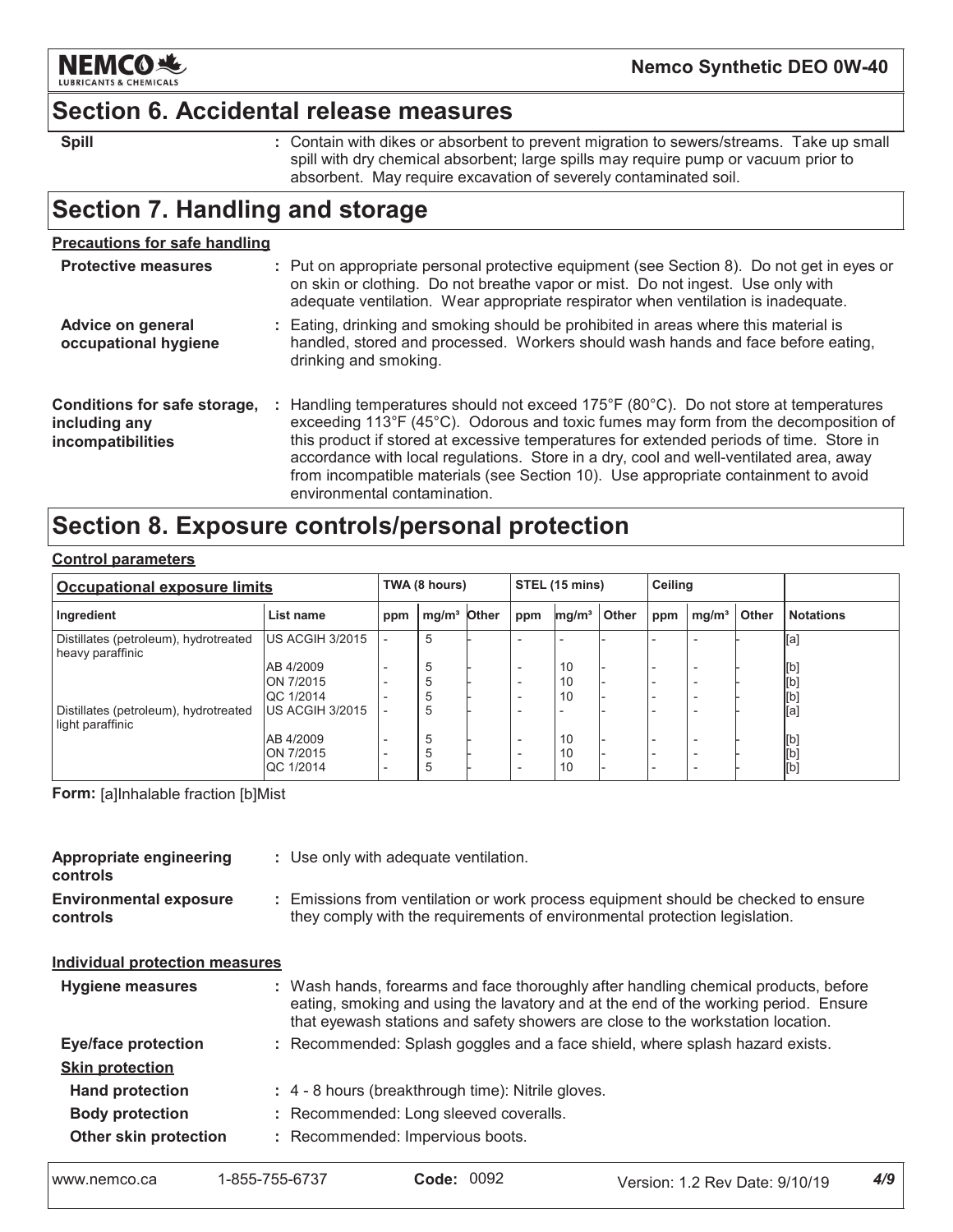## Section 6. Accidental release measures

**Spill** : Contain with dikes or absorbent to prevent migration to sewers/streams. Take up small spill with dry chemical absorbent; large spills may require pump or vacuum prior to absorbent. May require excavation of severely contaminated soil.

## Section 7. Handling and storage

**Precautions for safe handling**

**Protective measures** : Put on appropriate personal protective equipment (see Section 8). Do not get in eyes or on skin or clothing. Do not breathe vapor or mist. Do not ingest. Use only with adequate ventilation. Wear appropriate respirator when ventilation is inadequate.

**Advice on general occupational hygiene** : Eating, drinking and smoking should be prohibited in areas where this material is handled, stored and processed. Workers should wash hands and face before eating, drinking and smoking.

**Conditions for safe storage, including any incompatibilities** : Handling temperatures should not exceed 175°F (80°C). Do not store at temperatures exceeding 113°F (45°C). Odorous and toxic fumes may form from the decomposition of this product if stored at excessive temperatures for extended periods of time. Store in accordance with local regulations. Store in a dry, cool and well-ventilated area, away from incompatible materials (see Section 10). Use appropriate containment to avoid environmental contamination.

## Section 8. Exposure controls/personal protection

**Control parameters**

| Occupational exposure limits | | TWA (8 hours) | | | STEL (15 mins) | | | Ceiling | | | |
|---|---|---|---|---|---|---|---|---|---|---|---|
| Ingredient | List name | ppm | mg/m³ | Other | ppm | mg/m³ | Other | ppm | mg/m³ | Other | Notations |
| Distillates (petroleum), hydrotreated heavy paraffinic | US ACGIH 3/2015 | - | 5 | - | - | - | - | - | - | - | [a] |
| | AB 4/2009 | - | 5 | - | - | 10 | - | - | - | - | [b] |
| | ON 7/2015 | - | 5 | - | - | 10 | - | - | - | - | [b] |
| | QC 1/2014 | - | 5 | - | - | 10 | - | - | - | - | [b] |
| Distillates (petroleum), hydrotreated light paraffinic | US ACGIH 3/2015 | - | 5 | - | - | - | - | - | - | - | [a] |
| | AB 4/2009 | - | 5 | - | - | 10 | - | - | - | - | [b] |
| | ON 7/2015 | - | 5 | - | - | 10 | - | - | - | - | [b] |
| | QC 1/2014 | - | 5 | - | - | 10 | - | - | - | - | [b] |

**Form:** [a]Inhalable fraction [b]Mist

**Appropriate engineering controls** : Use only with adequate ventilation.

**Environmental exposure controls** : Emissions from ventilation or work process equipment should be checked to ensure they comply with the requirements of environmental protection legislation.

**Individual protection measures**

**Hygiene measures** : Wash hands, forearms and face thoroughly after handling chemical products, before eating, smoking and using the lavatory and at the end of the working period. Ensure that eyewash stations and safety showers are close to the workstation location.

**Eye/face protection** : Recommended: Splash goggles and a face shield, where splash hazard exists.

**Skin protection**

**Hand protection** : 4 - 8 hours (breakthrough time): Nitrile gloves.

**Body protection** : Recommended: Long sleeved coveralls.

**Other skin protection** : Recommended: Impervious boots.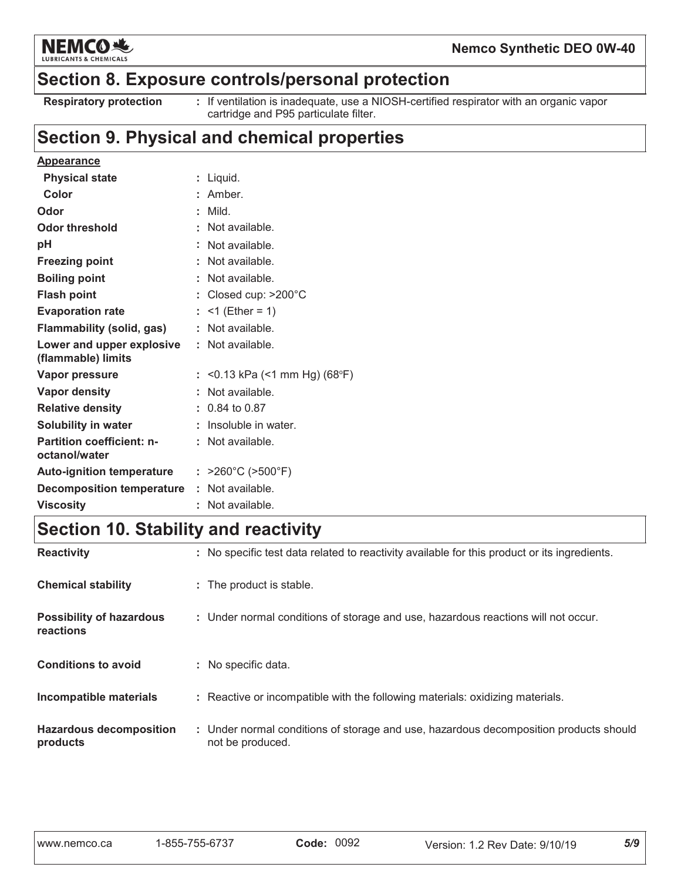## Section 8. Exposure controls/personal protection

| | |
|---|---|
| **Respiratory protection** | : If ventilation is inadequate, use a NIOSH-certified respirator with an organic vapor cartridge and P95 particulate filter. |

## Section 9. Physical and chemical properties

**Appearance**

| | |
|---|---|
| **Physical state** | : Liquid. |
| **Color** | : Amber. |
| **Odor** | : Mild. |
| **Odor threshold** | : Not available. |
| **pH** | : Not available. |
| **Freezing point** | : Not available. |
| **Boiling point** | : Not available. |
| **Flash point** | : Closed cup: >200°C |
| **Evaporation rate** | : <1 (Ether = 1) |
| **Flammability (solid, gas)** | : Not available. |
| **Lower and upper explosive (flammable) limits** | : Not available. |
| **Vapor pressure** | : <0.13 kPa (<1 mm Hg) (68°F) |
| **Vapor density** | : Not available. |
| **Relative density** | : 0.84 to 0.87 |
| **Solubility in water** | : Insoluble in water. |
| **Partition coefficient: n-octanol/water** | : Not available. |
| **Auto-ignition temperature** | : >260°C (>500°F) |
| **Decomposition temperature** | : Not available. |
| **Viscosity** | : Not available. |

## Section 10. Stability and reactivity

| | |
|---|---|
| **Reactivity** | : No specific test data related to reactivity available for this product or its ingredients. |
| **Chemical stability** | : The product is stable. |
| **Possibility of hazardous reactions** | : Under normal conditions of storage and use, hazardous reactions will not occur. |
| **Conditions to avoid** | : No specific data. |
| **Incompatible materials** | : Reactive or incompatible with the following materials: oxidizing materials. |
| **Hazardous decomposition products** | : Under normal conditions of storage and use, hazardous decomposition products should not be produced. |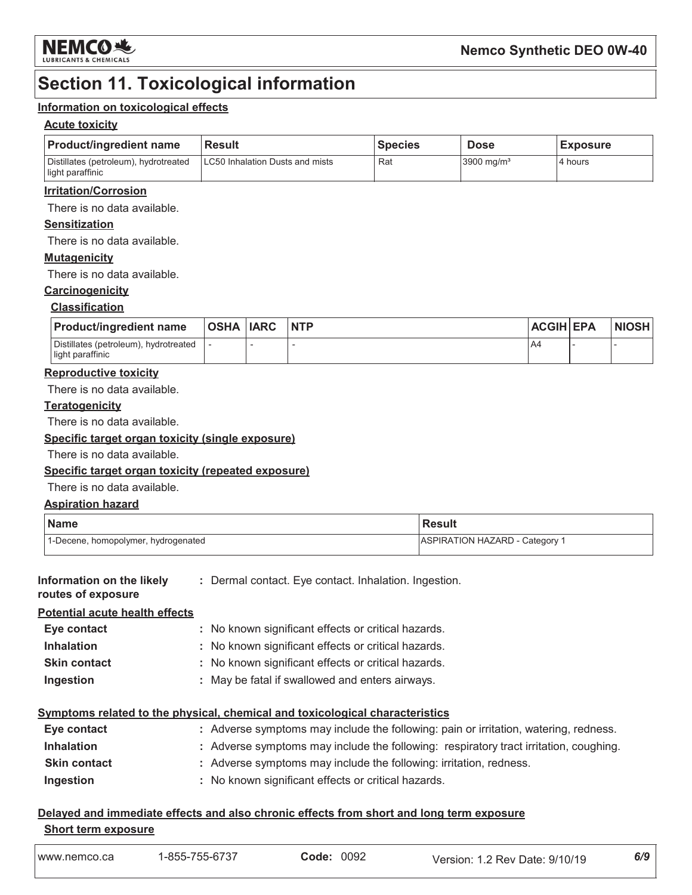## Section 11. Toxicological information

### Information on toxicological effects

**Acute toxicity**

| Product/ingredient name | Result | Species | Dose | Exposure |
|---|---|---|---|---|
| Distillates (petroleum), hydrotreated light paraffinic | LC50 Inhalation Dusts and mists | Rat | 3900 mg/m³ | 4 hours |

**Irritation/Corrosion**

There is no data available.

**Sensitization**

There is no data available.

**Mutagenicity**

There is no data available.

**Carcinogenicity**

**Classification**

| Product/ingredient name | OSHA | IARC | NTP | ACGIH | EPA | NIOSH |
|---|---|---|---|---|---|---|
| Distillates (petroleum), hydrotreated light paraffinic | - | - | - | A4 | - | - |

**Reproductive toxicity**

There is no data available.

**Teratogenicity**

There is no data available.

**Specific target organ toxicity (single exposure)**

There is no data available.

**Specific target organ toxicity (repeated exposure)**

There is no data available.

**Aspiration hazard**

| Name | Result |
|---|---|
| 1-Decene, homopolymer, hydrogenated | ASPIRATION HAZARD - Category 1 |

**Information on the likely routes of exposure** : Dermal contact. Eye contact. Inhalation. Ingestion.

**Potential acute health effects**

- **Eye contact** : No known significant effects or critical hazards.
- **Inhalation** : No known significant effects or critical hazards.
- **Skin contact** : No known significant effects or critical hazards.
- **Ingestion** : May be fatal if swallowed and enters airways.

**Symptoms related to the physical, chemical and toxicological characteristics**

- **Eye contact** : Adverse symptoms may include the following: pain or irritation, watering, redness.
- **Inhalation** : Adverse symptoms may include the following: respiratory tract irritation, coughing.
- **Skin contact** : Adverse symptoms may include the following: irritation, redness.
- **Ingestion** : No known significant effects or critical hazards.

**Delayed and immediate effects and also chronic effects from short and long term exposure**

**Short term exposure**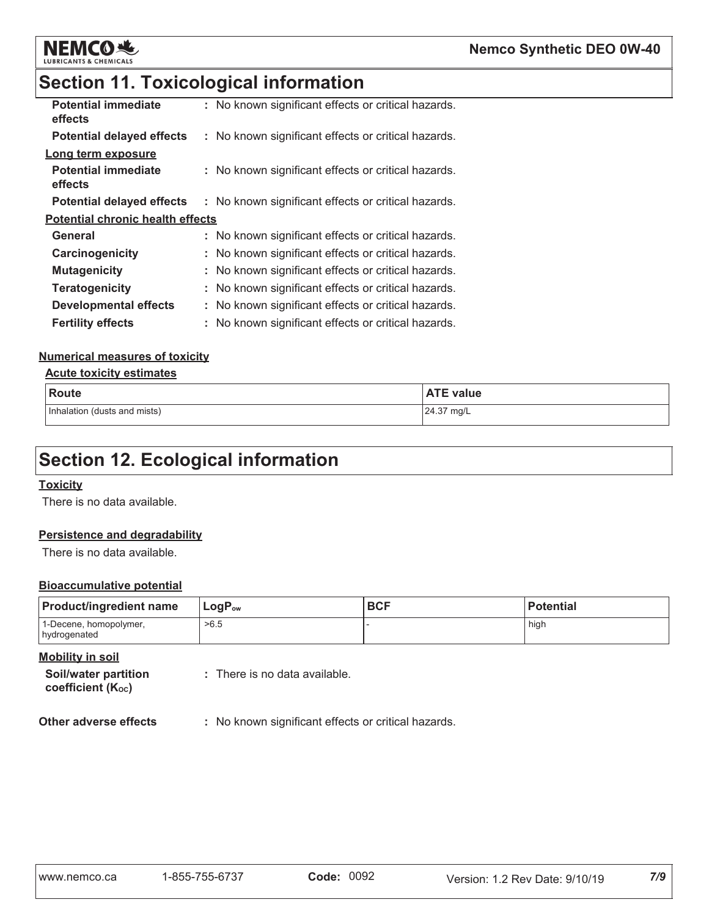## Section 11. Toxicological information

**Potential immediate effects** : No known significant effects or critical hazards.

**Potential delayed effects** : No known significant effects or critical hazards.

**Long term exposure**

**Potential immediate effects** : No known significant effects or critical hazards.

**Potential delayed effects** : No known significant effects or critical hazards.

**Potential chronic health effects**

**General** : No known significant effects or critical hazards.

**Carcinogenicity** : No known significant effects or critical hazards.

**Mutagenicity** : No known significant effects or critical hazards.

**Teratogenicity** : No known significant effects or critical hazards.

**Developmental effects** : No known significant effects or critical hazards.

**Fertility effects** : No known significant effects or critical hazards.

**Numerical measures of toxicity**

**Acute toxicity estimates**

| Route | ATE value |
| --- | --- |
| Inhalation (dusts and mists) | 24.37 mg/L |

## Section 12. Ecological information

**Toxicity**

There is no data available.

**Persistence and degradability**

There is no data available.

**Bioaccumulative potential**

| Product/ingredient name | $LogP_{ow}$ | BCF | Potential |
| --- | --- | --- | --- |
| 1-Decene, homopolymer, hydrogenated | >6.5 | - | high |

**Mobility in soil**

**Soil/water partition coefficient ($K_{OC}$)** : There is no data available.

**Other adverse effects** : No known significant effects or critical hazards.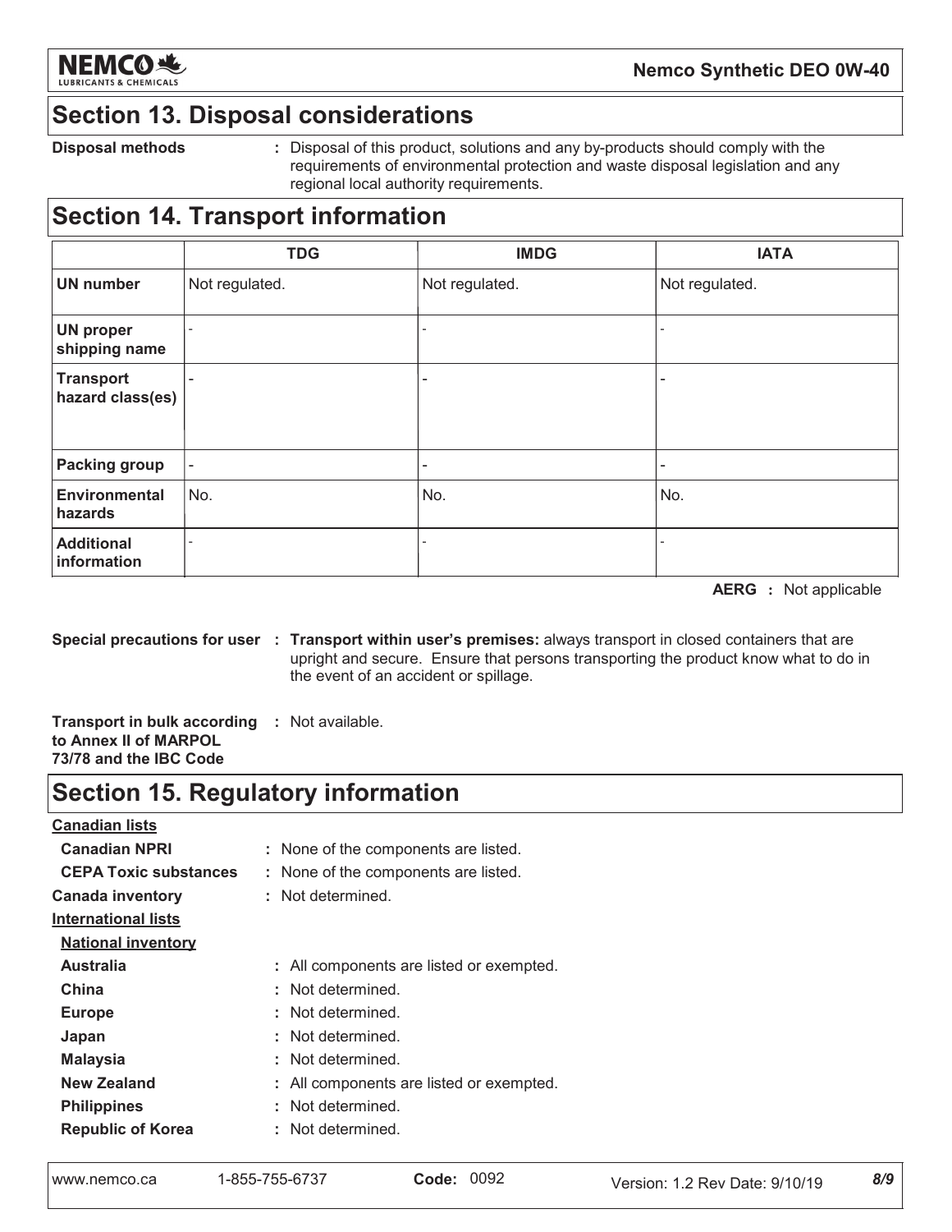## Section 13. Disposal considerations

**Disposal methods** : Disposal of this product, solutions and any by-products should comply with the requirements of environmental protection and waste disposal legislation and any regional local authority requirements.

## Section 14. Transport information

| | TDG | IMDG | IATA |
|---|---|---|---|
| **UN number** | Not regulated. | Not regulated. | Not regulated. |
| **UN proper shipping name** | - | - | - |
| **Transport hazard class(es)** | - | - | - |
| **Packing group** | - | - | - |
| **Environmental hazards** | No. | No. | No. |
| **Additional information** | - | - | - |

**AERG** : Not applicable

**Special precautions for user** : **Transport within user's premises:** always transport in closed containers that are upright and secure. Ensure that persons transporting the product know what to do in the event of an accident or spillage.

**Transport in bulk according to Annex II of MARPOL 73/78 and the IBC Code** : Not available.

## Section 15. Regulatory information

**Canadian lists**

**Canadian NPRI** : None of the components are listed.

**CEPA Toxic substances** : None of the components are listed.

**Canada inventory** : Not determined.

**International lists**

**National inventory**

**Australia** : All components are listed or exempted.

**China** : Not determined.

**Europe** : Not determined.

**Japan** : Not determined.

**Malaysia** : Not determined.

**New Zealand** : All components are listed or exempted.

**Philippines** : Not determined.

**Republic of Korea** : Not determined.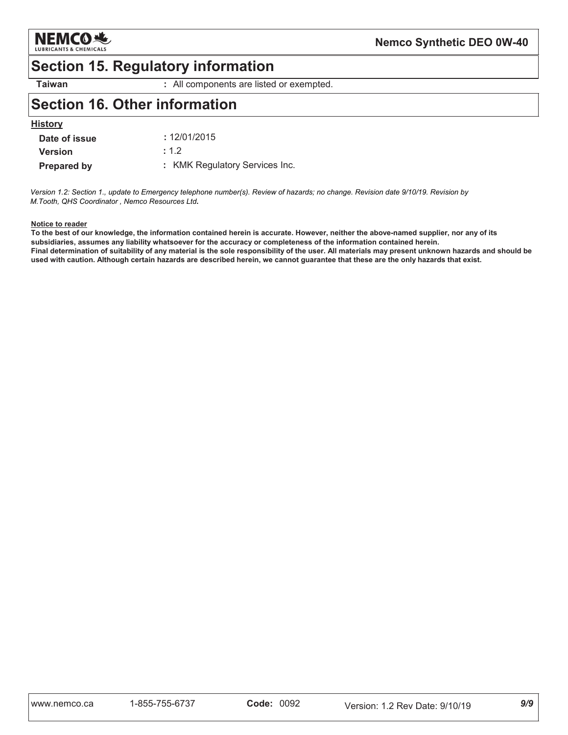## Section 15. Regulatory information

**Taiwan** : All components are listed or exempted.

## Section 16. Other information

**History**

| | |
|---|---|
| **Date of issue** | : 12/01/2015 |
| **Version** | : 1.2 |
| **Prepared by** | : KMK Regulatory Services Inc. |

*Version 1.2: Section 1., update to Emergency telephone number(s). Review of hazards; no change. Revision date 9/10/19. Revision by M.Tooth, QHS Coordinator , Nemco Resources Ltd.*

**Notice to reader**

**To the best of our knowledge, the information contained herein is accurate. However, neither the above-named supplier, nor any of its subsidiaries, assumes any liability whatsoever for the accuracy or completeness of the information contained herein.**
**Final determination of suitability of any material is the sole responsibility of the user. All materials may present unknown hazards and should be used with caution. Although certain hazards are described herein, we cannot guarantee that these are the only hazards that exist.**